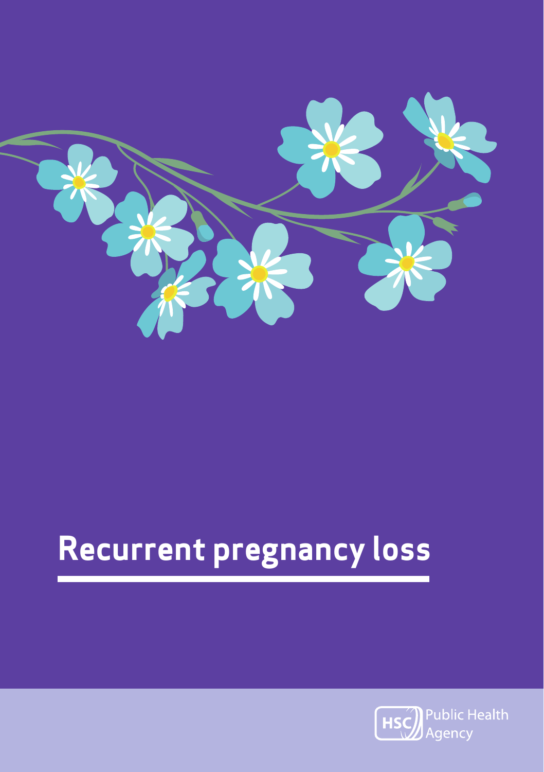# Recurrent pregnancy loss

HSC Public Health Agency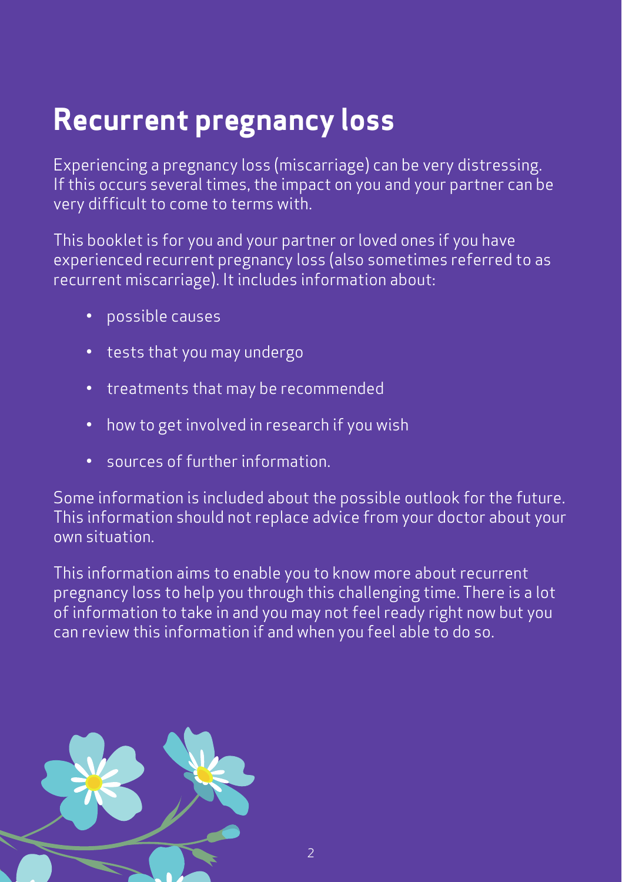# Recurrent pregnancy loss

Experiencing a pregnancy loss (miscarriage) can be very distressing. If this occurs several times, the impact on you and your partner can be very difficult to come to terms with.

This booklet is for you and your partner or loved ones if you have experienced recurrent pregnancy loss (also sometimes referred to as recurrent miscarriage). It includes information about:

- possible causes
- tests that you may undergo
- treatments that may be recommended
- how to get involved in research if you wish
- sources of further information.

Some information is included about the possible outlook for the future. This information should not replace advice from your doctor about your own situation.

This information aims to enable you to know more about recurrent pregnancy loss to help you through this challenging time. There is a lot of information to take in and you may not feel ready right now but you can review this information if and when you feel able to do so.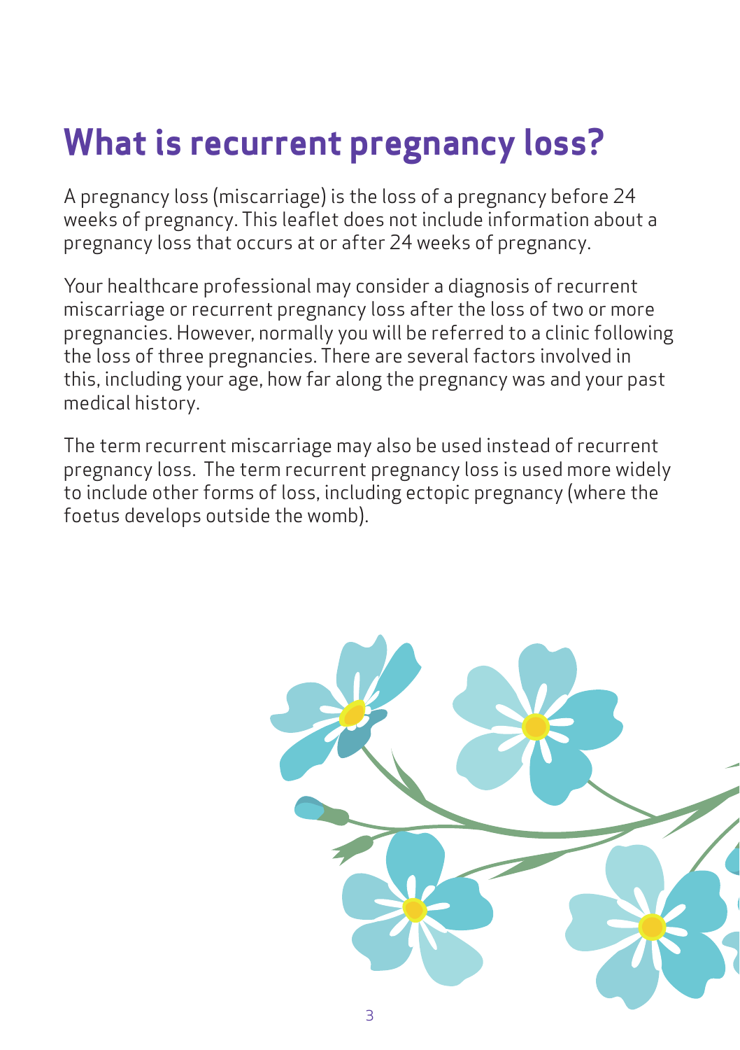# What is recurrent pregnancy loss?

A pregnancy loss (miscarriage) is the loss of a pregnancy before 24 weeks of pregnancy. This leaflet does not include information about a pregnancy loss that occurs at or after 24 weeks of pregnancy.

Your healthcare professional may consider a diagnosis of recurrent miscarriage or recurrent pregnancy loss after the loss of two or more pregnancies. However, normally you will be referred to a clinic following the loss of three pregnancies. There are several factors involved in this, including your age, how far along the pregnancy was and your past medical history.

The term recurrent miscarriage may also be used instead of recurrent pregnancy loss. The term recurrent pregnancy loss is used more widely to include other forms of loss, including ectopic pregnancy (where the foetus develops outside the womb).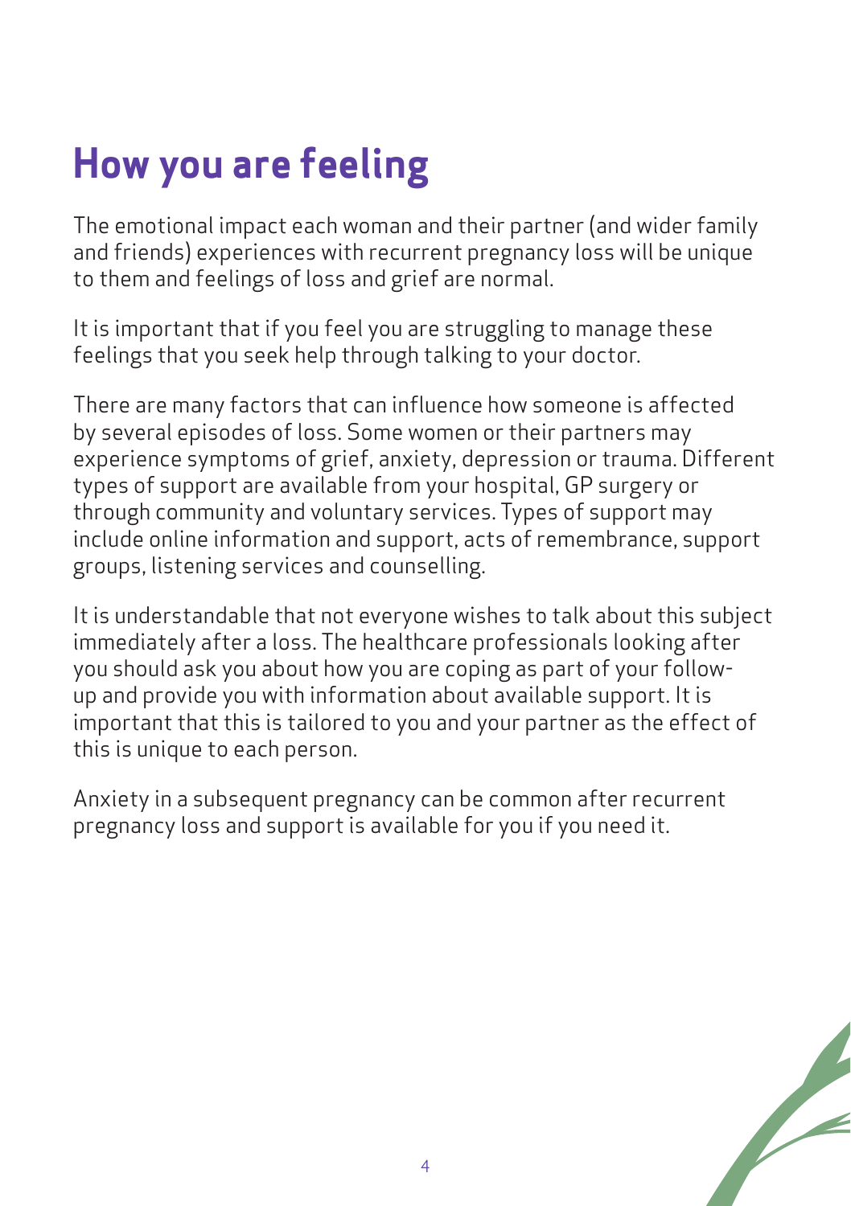# How you are feeling

The emotional impact each woman and their partner (and wider family and friends) experiences with recurrent pregnancy loss will be unique to them and feelings of loss and grief are normal.

It is important that if you feel you are struggling to manage these feelings that you seek help through talking to your doctor.

There are many factors that can influence how someone is affected by several episodes of loss. Some women or their partners may experience symptoms of grief, anxiety, depression or trauma. Different types of support are available from your hospital, GP surgery or through community and voluntary services. Types of support may include online information and support, acts of remembrance, support groups, listening services and counselling.

It is understandable that not everyone wishes to talk about this subject immediately after a loss. The healthcare professionals looking after you should ask you about how you are coping as part of your follow-up and provide you with information about available support. It is important that this is tailored to you and your partner as the effect of this is unique to each person.

Anxiety in a subsequent pregnancy can be common after recurrent pregnancy loss and support is available for you if you need it.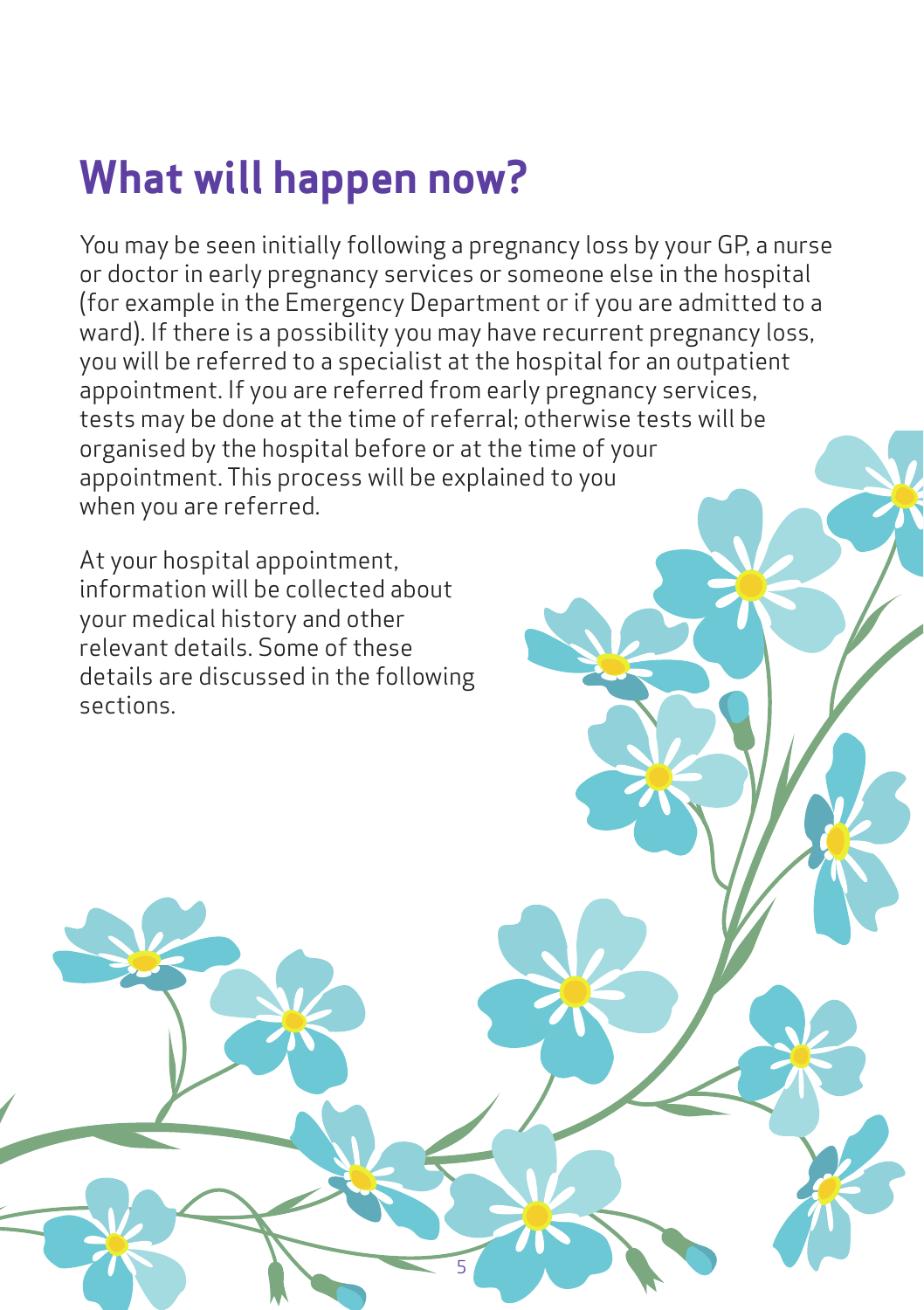# What will happen now?

You may be seen initially following a pregnancy loss by your GP, a nurse or doctor in early pregnancy services or someone else in the hospital (for example in the Emergency Department or if you are admitted to a ward). If there is a possibility you may have recurrent pregnancy loss, you will be referred to a specialist at the hospital for an outpatient appointment. If you are referred from early pregnancy services, tests may be done at the time of referral; otherwise tests will be organised by the hospital before or at the time of your appointment. This process will be explained to you when you are referred.

At your hospital appointment, information will be collected about your medical history and other relevant details. Some of these details are discussed in the following sections.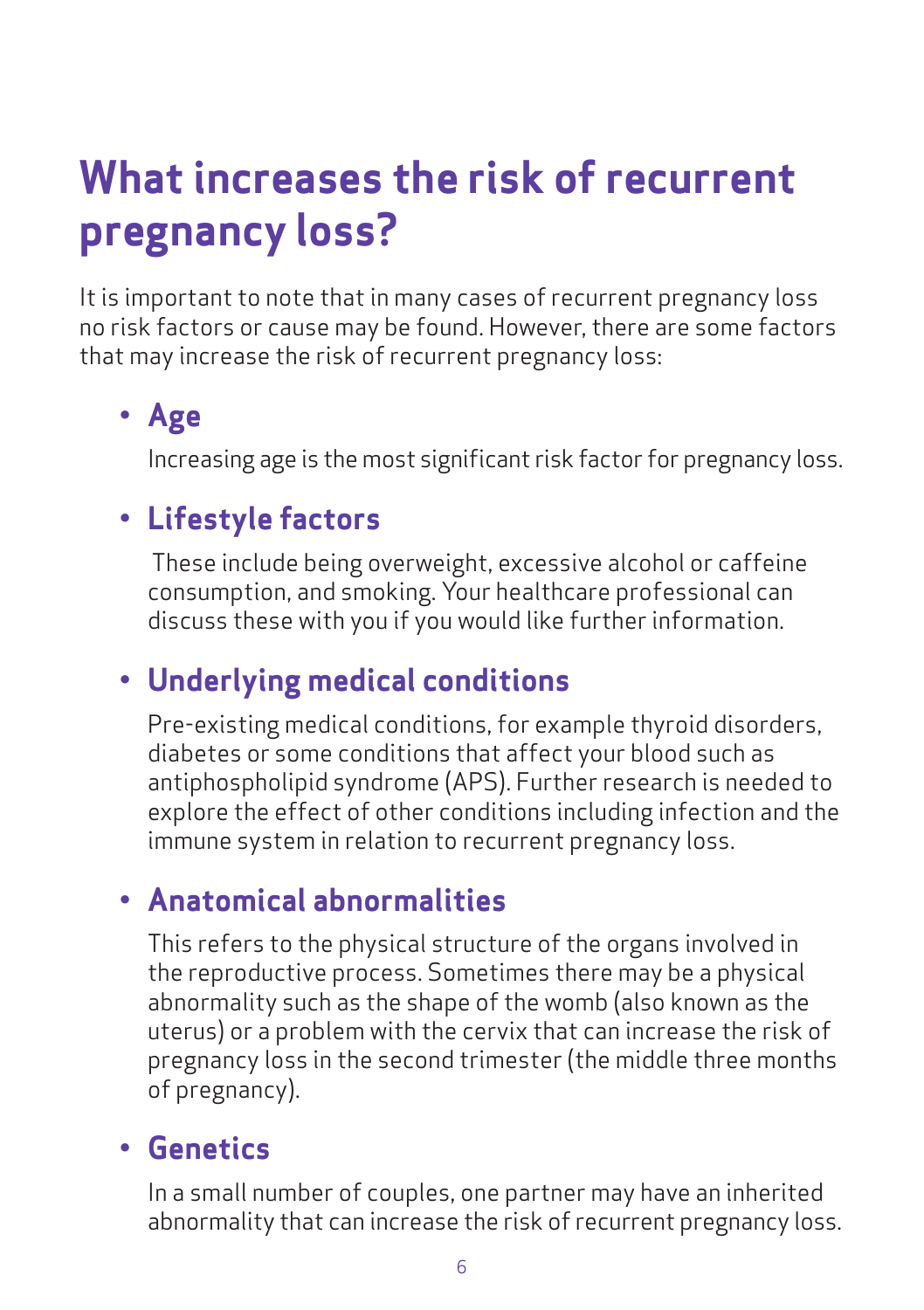# What increases the risk of recurrent pregnancy loss?

It is important to note that in many cases of recurrent pregnancy loss no risk factors or cause may be found. However, there are some factors that may increase the risk of recurrent pregnancy loss:

- **Age**

  Increasing age is the most significant risk factor for pregnancy loss.

- **Lifestyle factors**

  These include being overweight, excessive alcohol or caffeine consumption, and smoking. Your healthcare professional can discuss these with you if you would like further information.

- **Underlying medical conditions**

  Pre-existing medical conditions, for example thyroid disorders, diabetes or some conditions that affect your blood such as antiphospholipid syndrome (APS). Further research is needed to explore the effect of other conditions including infection and the immune system in relation to recurrent pregnancy loss.

- **Anatomical abnormalities**

  This refers to the physical structure of the organs involved in the reproductive process. Sometimes there may be a physical abnormality such as the shape of the womb (also known as the uterus) or a problem with the cervix that can increase the risk of pregnancy loss in the second trimester (the middle three months of pregnancy).

- **Genetics**

  In a small number of couples, one partner may have an inherited abnormality that can increase the risk of recurrent pregnancy loss.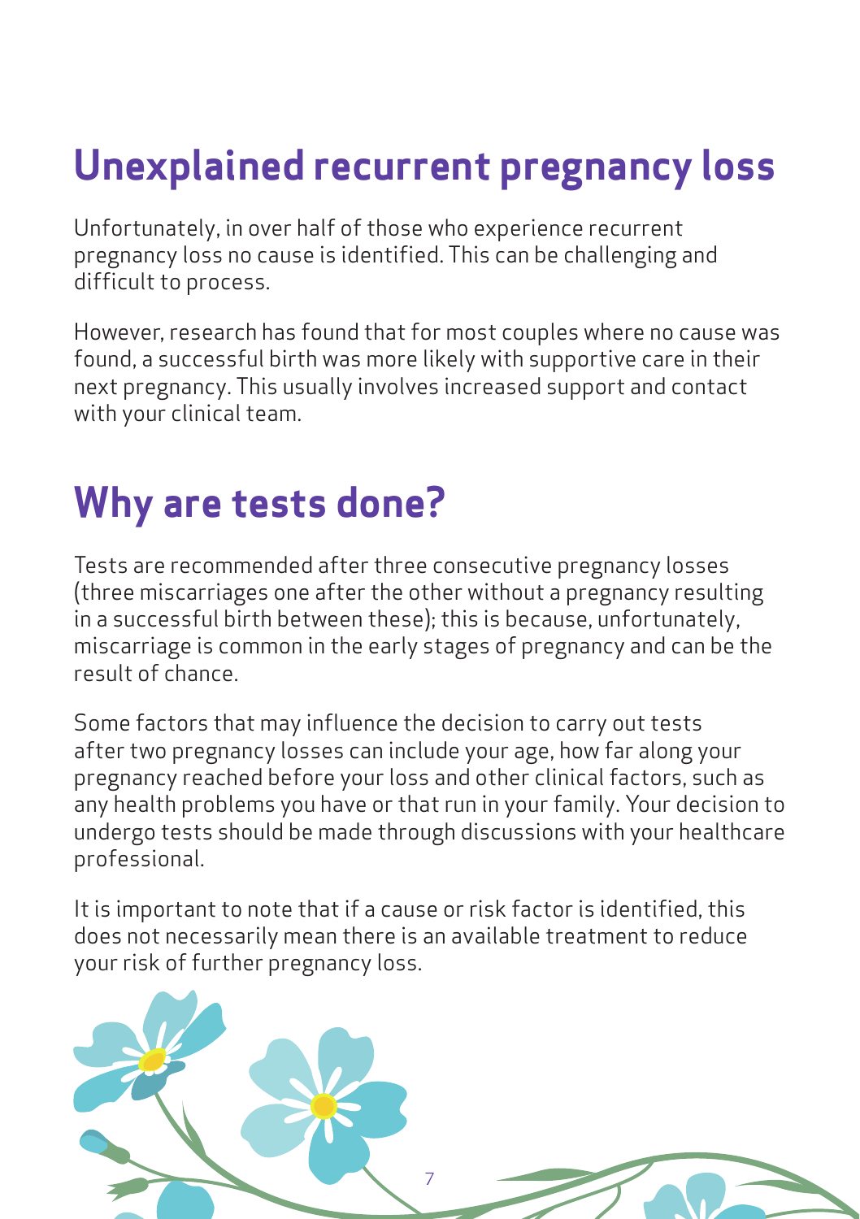## Unexplained recurrent pregnancy loss

Unfortunately, in over half of those who experience recurrent pregnancy loss no cause is identified. This can be challenging and difficult to process.

However, research has found that for most couples where no cause was found, a successful birth was more likely with supportive care in their next pregnancy. This usually involves increased support and contact with your clinical team.

## Why are tests done?

Tests are recommended after three consecutive pregnancy losses (three miscarriages one after the other without a pregnancy resulting in a successful birth between these); this is because, unfortunately, miscarriage is common in the early stages of pregnancy and can be the result of chance.

Some factors that may influence the decision to carry out tests after two pregnancy losses can include your age, how far along your pregnancy reached before your loss and other clinical factors, such as any health problems you have or that run in your family. Your decision to undergo tests should be made through discussions with your healthcare professional.

It is important to note that if a cause or risk factor is identified, this does not necessarily mean there is an available treatment to reduce your risk of further pregnancy loss.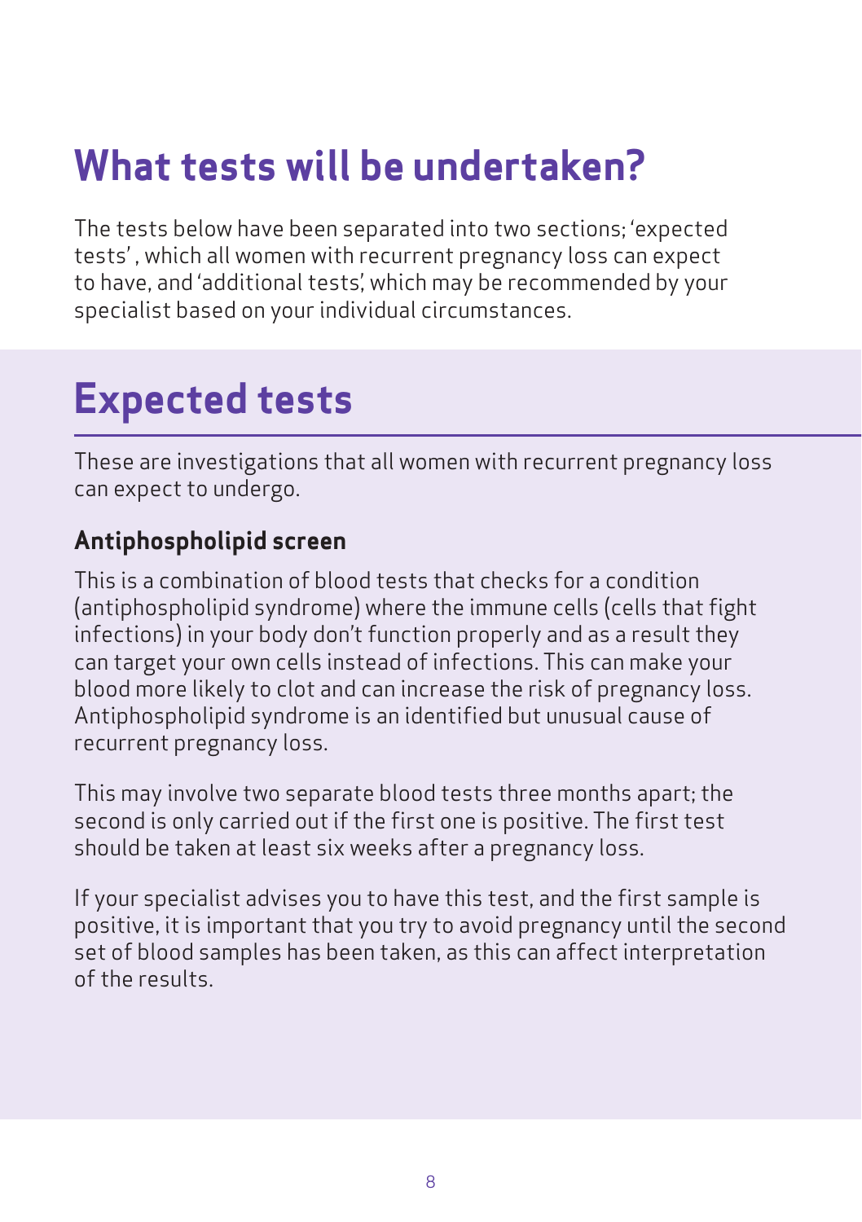# What tests will be undertaken?

The tests below have been separated into two sections; 'expected tests' , which all women with recurrent pregnancy loss can expect to have, and 'additional tests', which may be recommended by your specialist based on your individual circumstances.

## Expected tests

These are investigations that all women with recurrent pregnancy loss can expect to undergo.

### Antiphospholipid screen

This is a combination of blood tests that checks for a condition (antiphospholipid syndrome) where the immune cells (cells that fight infections) in your body don't function properly and as a result they can target your own cells instead of infections. This can make your blood more likely to clot and can increase the risk of pregnancy loss. Antiphospholipid syndrome is an identified but unusual cause of recurrent pregnancy loss.

This may involve two separate blood tests three months apart; the second is only carried out if the first one is positive. The first test should be taken at least six weeks after a pregnancy loss.

If your specialist advises you to have this test, and the first sample is positive, it is important that you try to avoid pregnancy until the second set of blood samples has been taken, as this can affect interpretation of the results.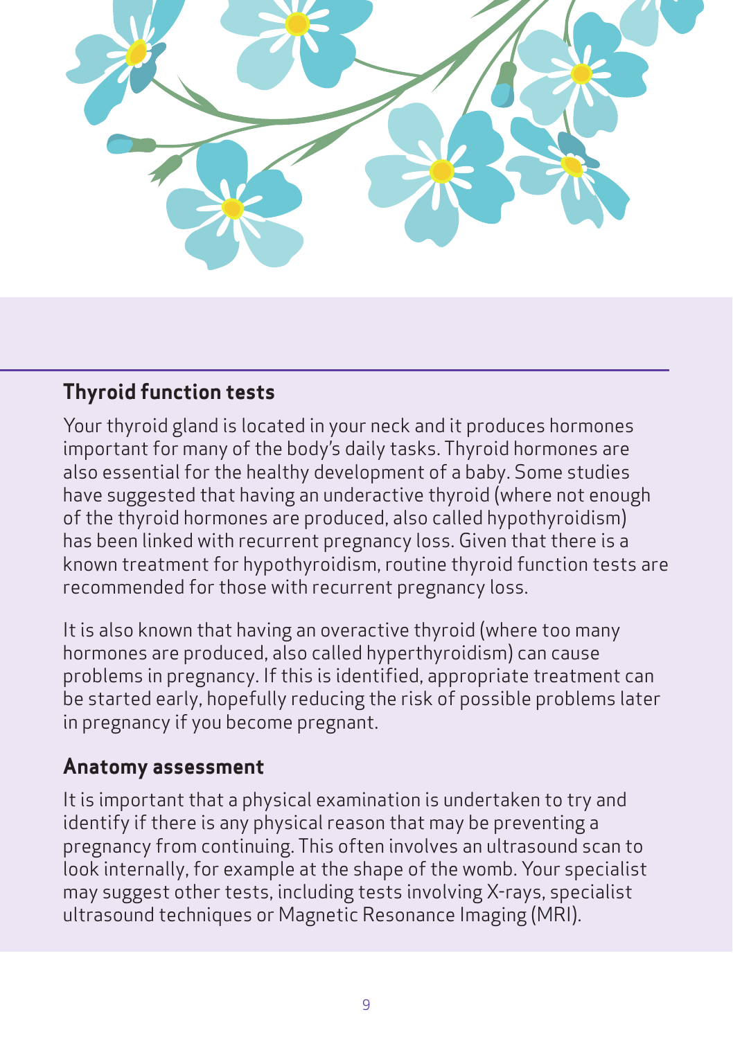## Thyroid function tests

Your thyroid gland is located in your neck and it produces hormones important for many of the body's daily tasks. Thyroid hormones are also essential for the healthy development of a baby. Some studies have suggested that having an underactive thyroid (where not enough of the thyroid hormones are produced, also called hypothyroidism) has been linked with recurrent pregnancy loss. Given that there is a known treatment for hypothyroidism, routine thyroid function tests are recommended for those with recurrent pregnancy loss.

It is also known that having an overactive thyroid (where too many hormones are produced, also called hyperthyroidism) can cause problems in pregnancy. If this is identified, appropriate treatment can be started early, hopefully reducing the risk of possible problems later in pregnancy if you become pregnant.

## Anatomy assessment

It is important that a physical examination is undertaken to try and identify if there is any physical reason that may be preventing a pregnancy from continuing. This often involves an ultrasound scan to look internally, for example at the shape of the womb. Your specialist may suggest other tests, including tests involving X-rays, specialist ultrasound techniques or Magnetic Resonance Imaging (MRI).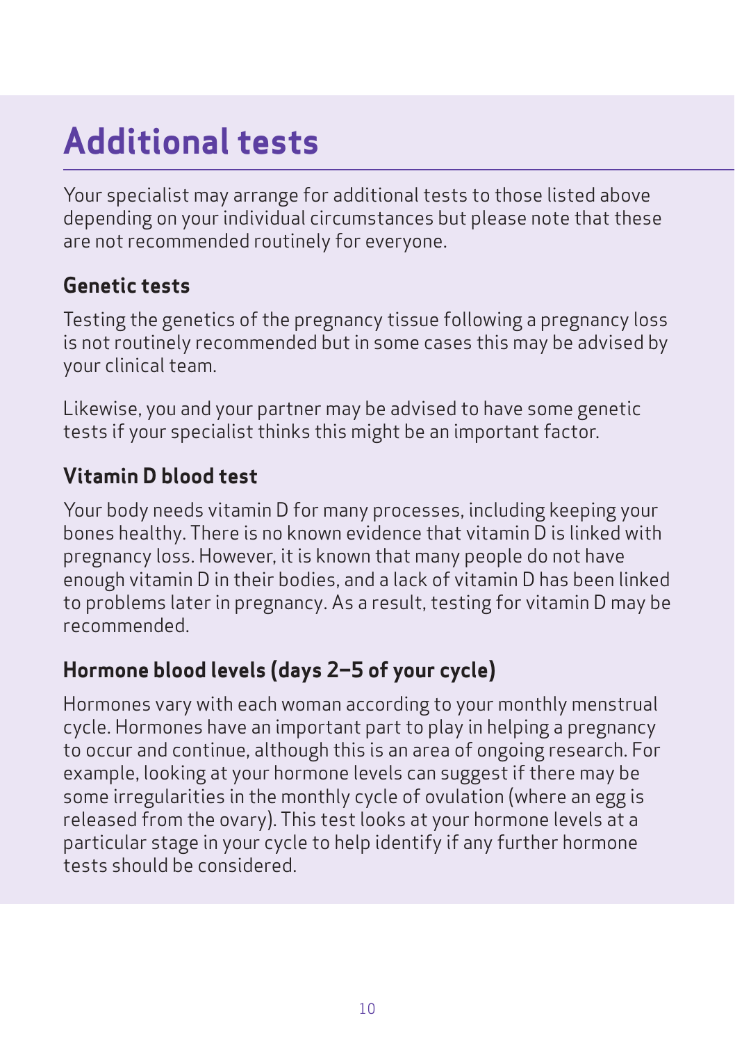# Additional tests

Your specialist may arrange for additional tests to those listed above depending on your individual circumstances but please note that these are not recommended routinely for everyone.

## Genetic tests

Testing the genetics of the pregnancy tissue following a pregnancy loss is not routinely recommended but in some cases this may be advised by your clinical team.

Likewise, you and your partner may be advised to have some genetic tests if your specialist thinks this might be an important factor.

## Vitamin D blood test

Your body needs vitamin D for many processes, including keeping your bones healthy. There is no known evidence that vitamin D is linked with pregnancy loss. However, it is known that many people do not have enough vitamin D in their bodies, and a lack of vitamin D has been linked to problems later in pregnancy. As a result, testing for vitamin D may be recommended.

## Hormone blood levels (days 2–5 of your cycle)

Hormones vary with each woman according to your monthly menstrual cycle. Hormones have an important part to play in helping a pregnancy to occur and continue, although this is an area of ongoing research. For example, looking at your hormone levels can suggest if there may be some irregularities in the monthly cycle of ovulation (where an egg is released from the ovary). This test looks at your hormone levels at a particular stage in your cycle to help identify if any further hormone tests should be considered.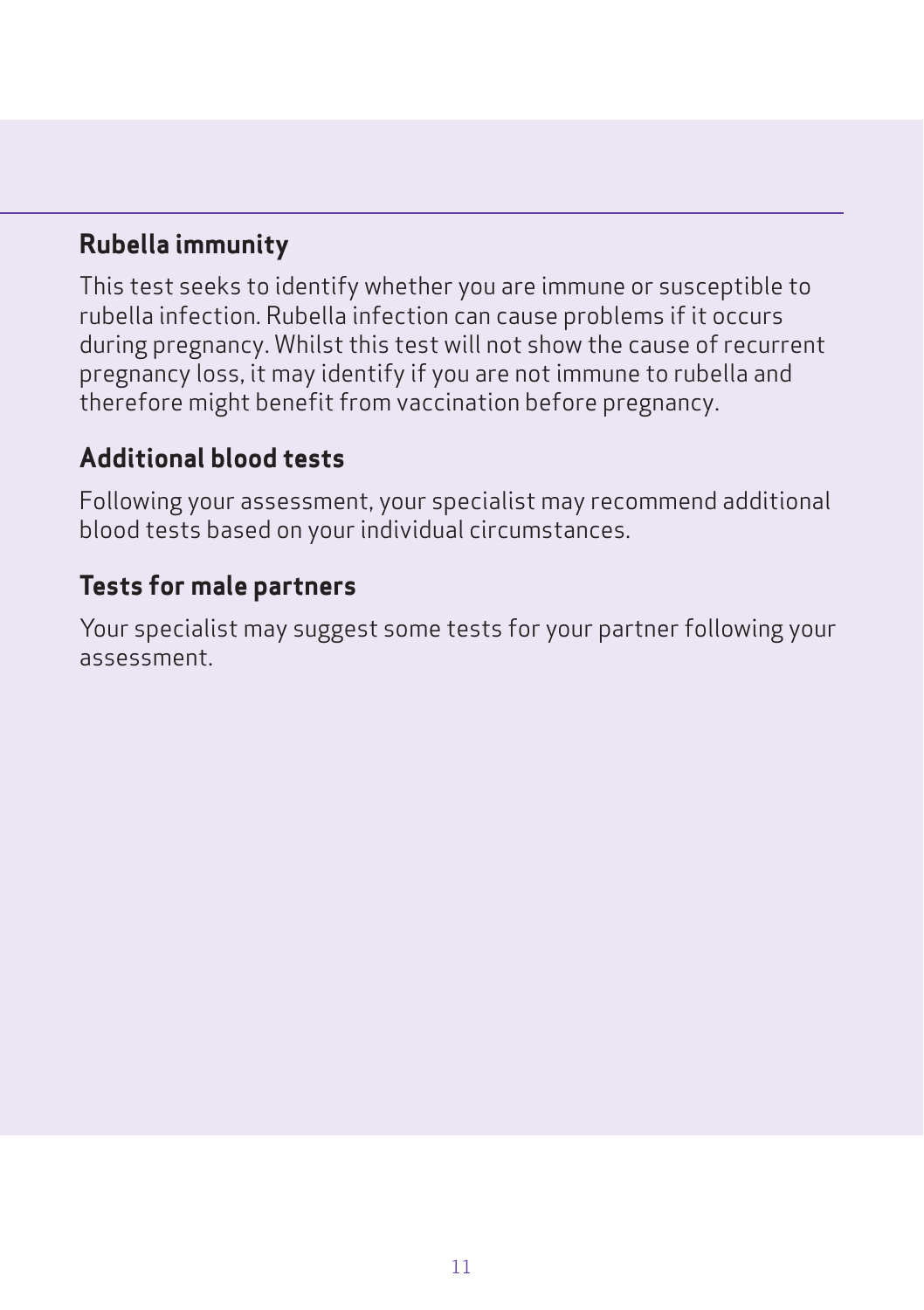## Rubella immunity

This test seeks to identify whether you are immune or susceptible to rubella infection. Rubella infection can cause problems if it occurs during pregnancy. Whilst this test will not show the cause of recurrent pregnancy loss, it may identify if you are not immune to rubella and therefore might benefit from vaccination before pregnancy.

## Additional blood tests

Following your assessment, your specialist may recommend additional blood tests based on your individual circumstances.

## Tests for male partners

Your specialist may suggest some tests for your partner following your assessment.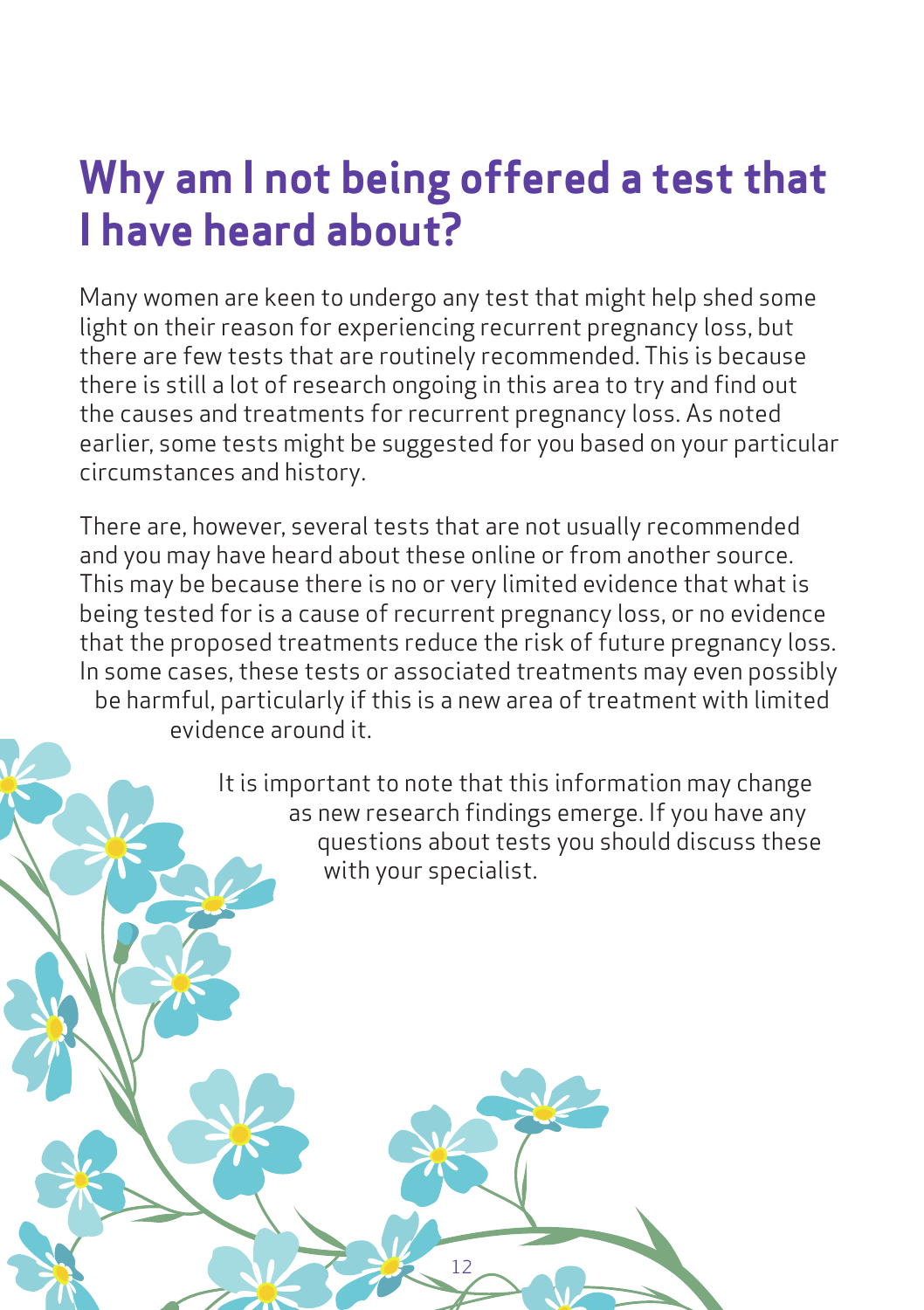# Why am I not being offered a test that I have heard about?

Many women are keen to undergo any test that might help shed some light on their reason for experiencing recurrent pregnancy loss, but there are few tests that are routinely recommended. This is because there is still a lot of research ongoing in this area to try and find out the causes and treatments for recurrent pregnancy loss. As noted earlier, some tests might be suggested for you based on your particular circumstances and history.

There are, however, several tests that are not usually recommended and you may have heard about these online or from another source. This may be because there is no or very limited evidence that what is being tested for is a cause of recurrent pregnancy loss, or no evidence that the proposed treatments reduce the risk of future pregnancy loss. In some cases, these tests or associated treatments may even possibly be harmful, particularly if this is a new area of treatment with limited evidence around it.

It is important to note that this information may change as new research findings emerge. If you have any questions about tests you should discuss these with your specialist.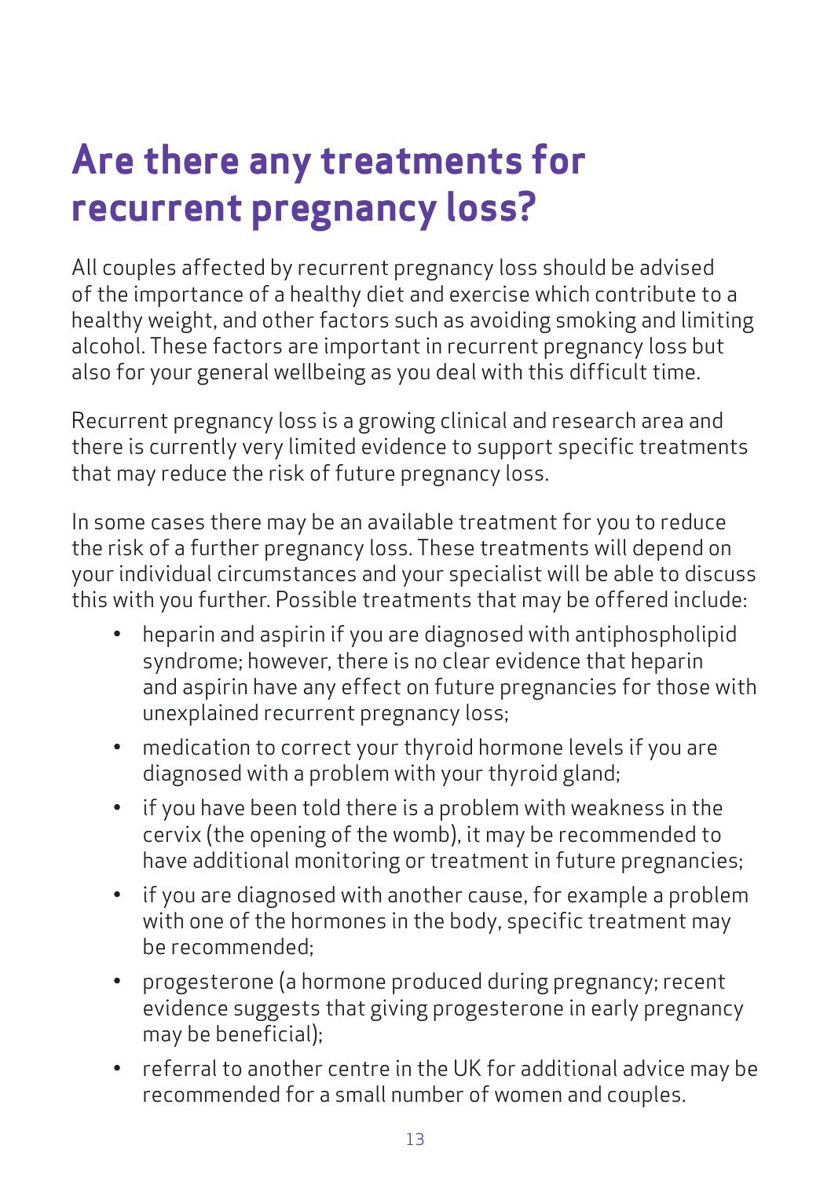# Are there any treatments for recurrent pregnancy loss?

All couples affected by recurrent pregnancy loss should be advised of the importance of a healthy diet and exercise which contribute to a healthy weight, and other factors such as avoiding smoking and limiting alcohol. These factors are important in recurrent pregnancy loss but also for your general wellbeing as you deal with this difficult time.

Recurrent pregnancy loss is a growing clinical and research area and there is currently very limited evidence to support specific treatments that may reduce the risk of future pregnancy loss.

In some cases there may be an available treatment for you to reduce the risk of a further pregnancy loss. These treatments will depend on your individual circumstances and your specialist will be able to discuss this with you further. Possible treatments that may be offered include:

- heparin and aspirin if you are diagnosed with antiphospholipid syndrome; however, there is no clear evidence that heparin and aspirin have any effect on future pregnancies for those with unexplained recurrent pregnancy loss;
- medication to correct your thyroid hormone levels if you are diagnosed with a problem with your thyroid gland;
- if you have been told there is a problem with weakness in the cervix (the opening of the womb), it may be recommended to have additional monitoring or treatment in future pregnancies;
- if you are diagnosed with another cause, for example a problem with one of the hormones in the body, specific treatment may be recommended;
- progesterone (a hormone produced during pregnancy; recent evidence suggests that giving progesterone in early pregnancy may be beneficial);
- referral to another centre in the UK for additional advice may be recommended for a small number of women and couples.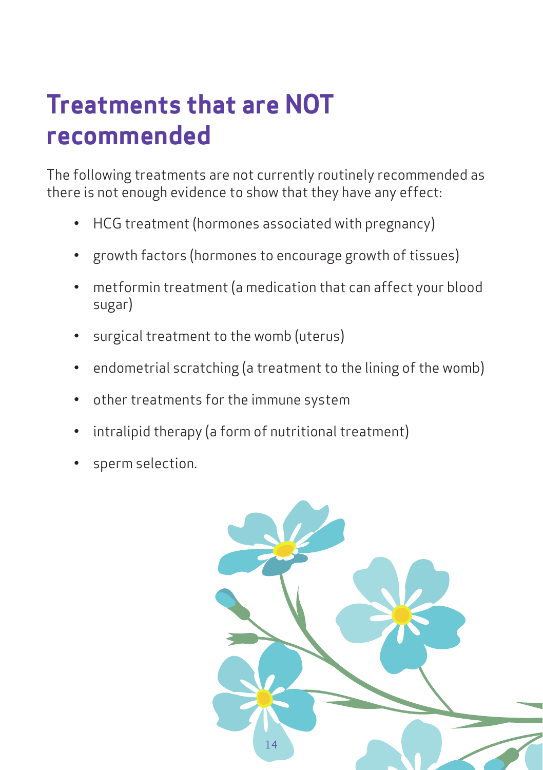# Treatments that are NOT recommended

The following treatments are not currently routinely recommended as there is not enough evidence to show that they have any effect:

- HCG treatment (hormones associated with pregnancy)
- growth factors (hormones to encourage growth of tissues)
- metformin treatment (a medication that can affect your blood sugar)
- surgical treatment to the womb (uterus)
- endometrial scratching (a treatment to the lining of the womb)
- other treatments for the immune system
- intralipid therapy (a form of nutritional treatment)
- sperm selection.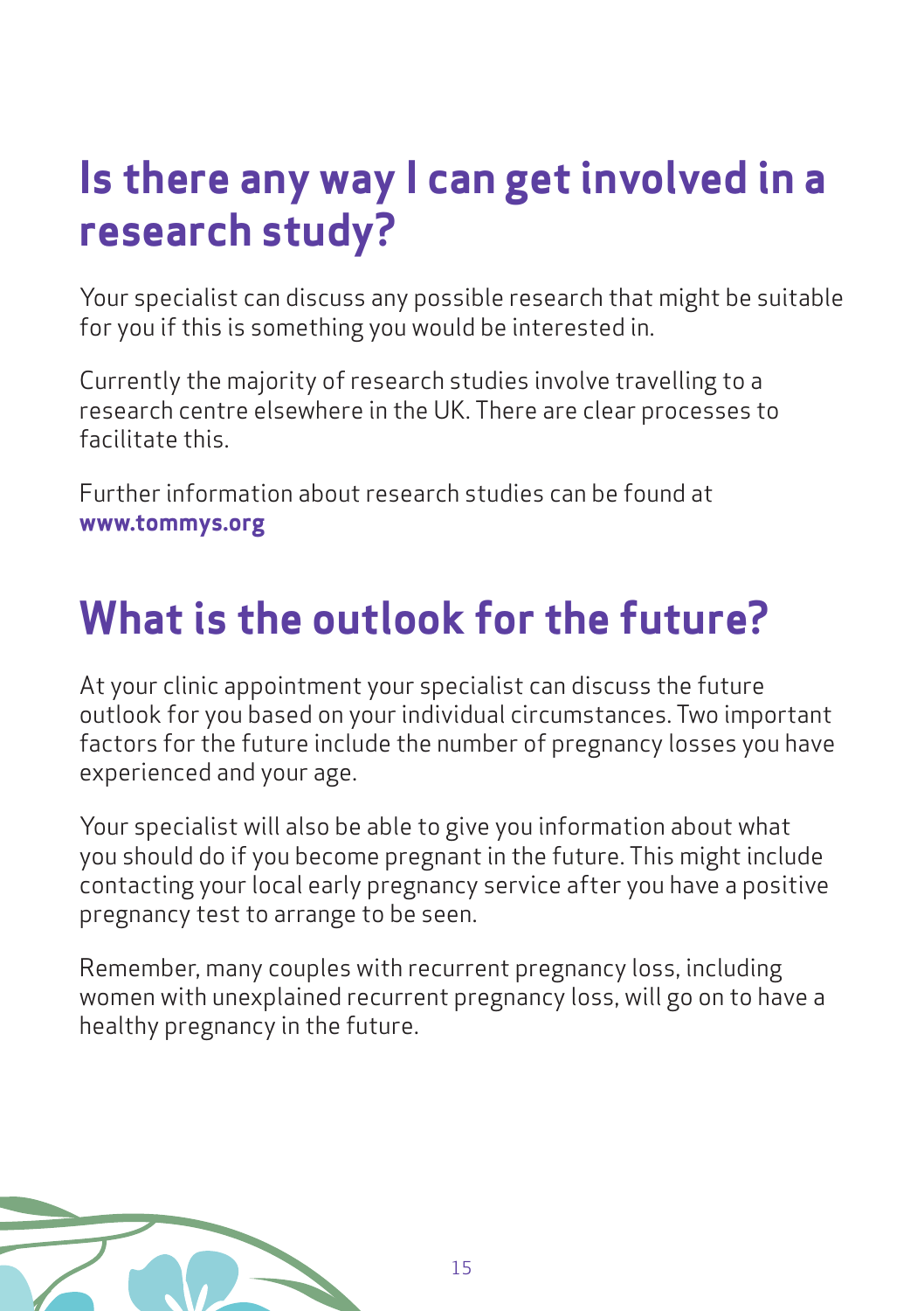## Is there any way I can get involved in a research study?

Your specialist can discuss any possible research that might be suitable for you if this is something you would be interested in.

Currently the majority of research studies involve travelling to a research centre elsewhere in the UK. There are clear processes to facilitate this.

Further information about research studies can be found at **www.tommys.org**

## What is the outlook for the future?

At your clinic appointment your specialist can discuss the future outlook for you based on your individual circumstances. Two important factors for the future include the number of pregnancy losses you have experienced and your age.

Your specialist will also be able to give you information about what you should do if you become pregnant in the future. This might include contacting your local early pregnancy service after you have a positive pregnancy test to arrange to be seen.

Remember, many couples with recurrent pregnancy loss, including women with unexplained recurrent pregnancy loss, will go on to have a healthy pregnancy in the future.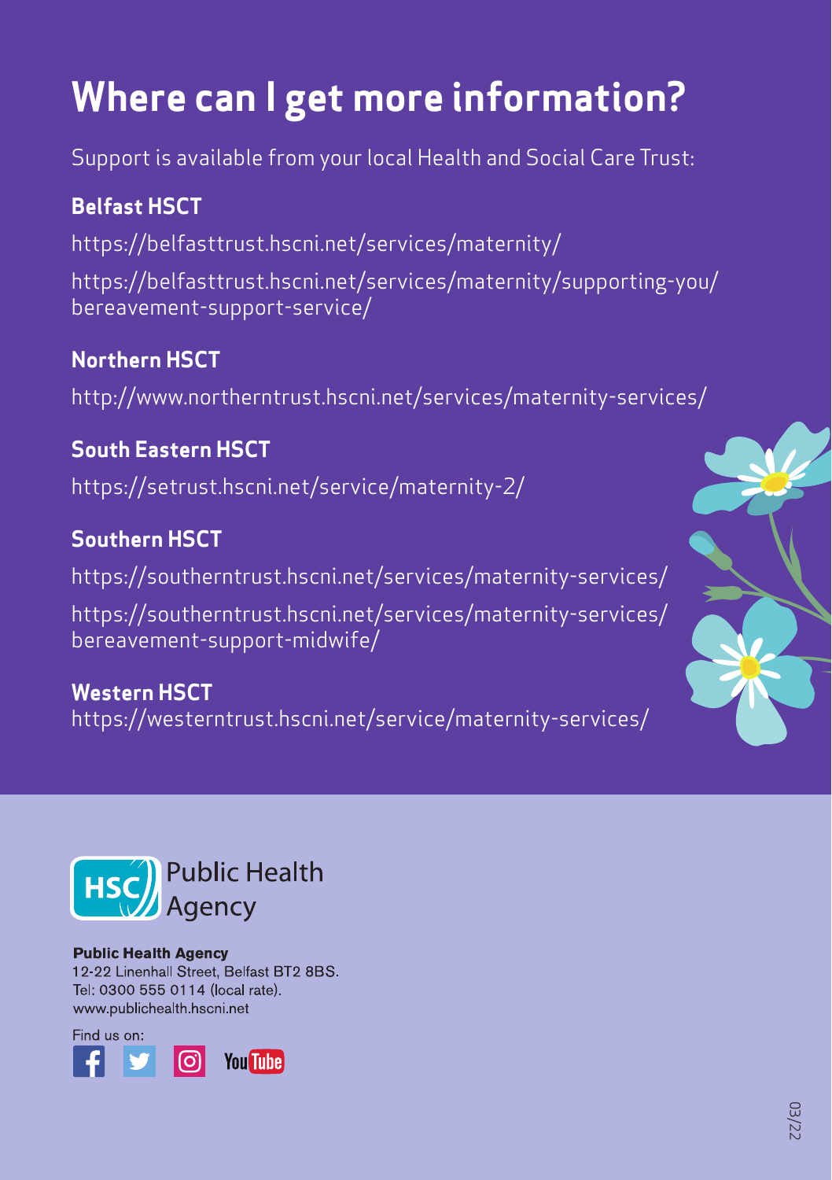# Where can I get more information?

Support is available from your local Health and Social Care Trust:

### Belfast HSCT

https://belfasttrust.hscni.net/services/maternity/

https://belfasttrust.hscni.net/services/maternity/supporting-you/bereavement-support-service/

### Northern HSCT

http://www.northerntrust.hscni.net/services/maternity-services/

### South Eastern HSCT

https://setrust.hscni.net/service/maternity-2/

### Southern HSCT

https://southerntrust.hscni.net/services/maternity-services/

https://southerntrust.hscni.net/services/maternity-services/bereavement-support-midwife/

### Western HSCT

https://westerntrust.hscni.net/service/maternity-services/

HSC Public Health Agency

**Public Health Agency**
12-22 Linenhall Street, Belfast BT2 8BS.
Tel: 0300 555 0114 (local rate).
www.publichealth.hscni.net

Find us on:

03/22